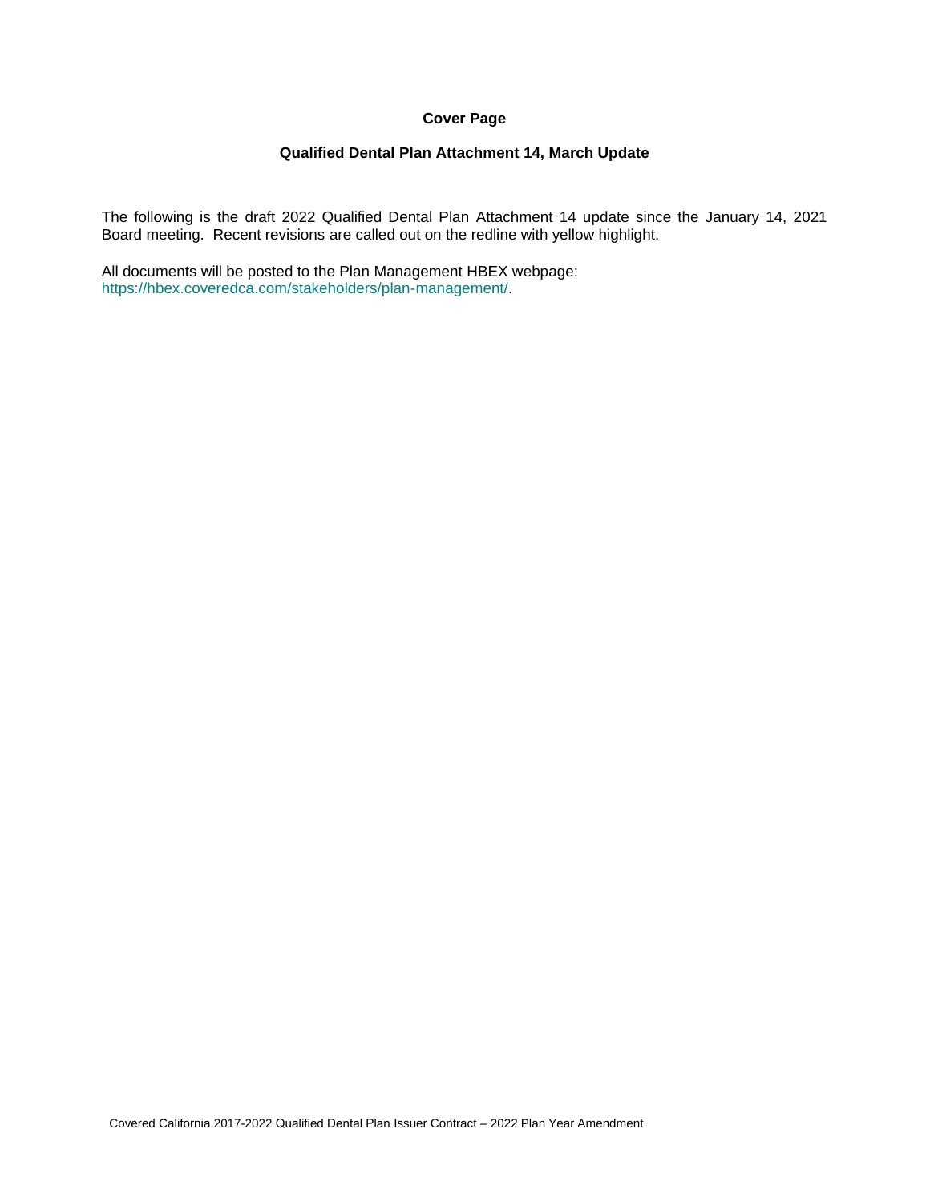# Cover Page

## Qualified Dental Plan Attachment 14, March Update

The following is the draft 2022 Qualified Dental Plan Attachment 14 update since the January 14, 2021 Board meeting. Recent revisions are called out on the redline with yellow highlight.

All documents will be posted to the Plan Management HBEX webpage: https://hbex.coveredca.com/stakeholders/plan-management/.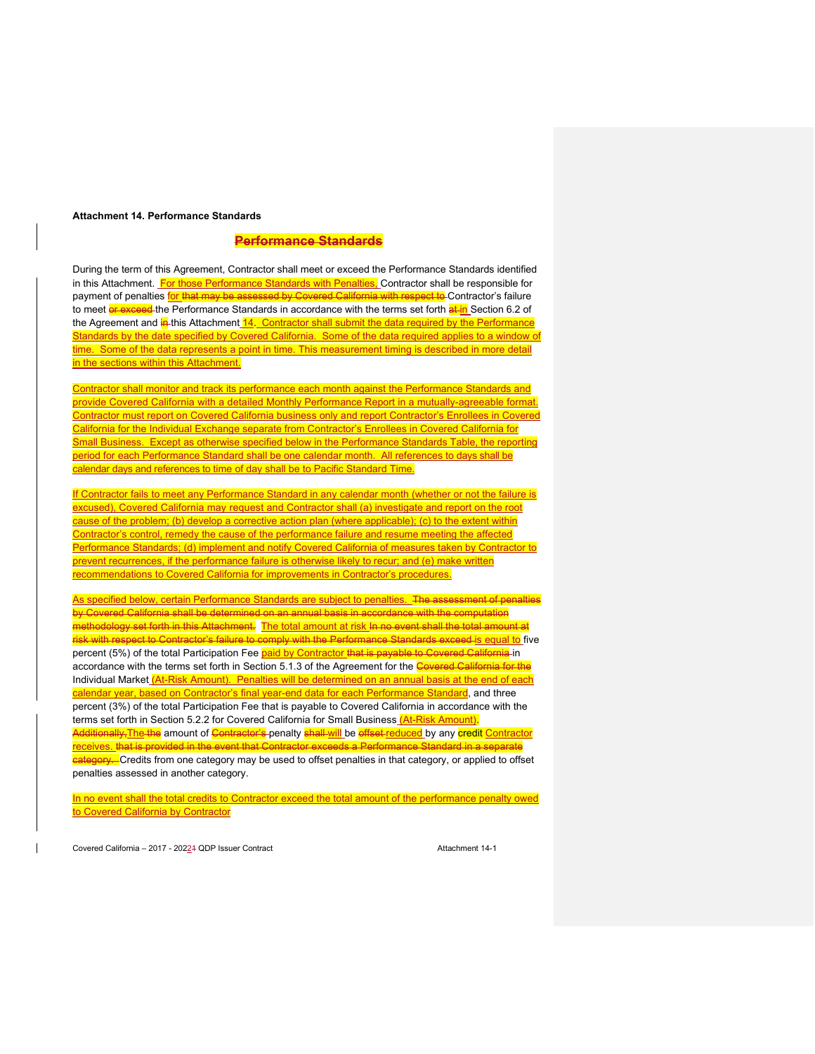**Attachment 14. Performance Standards**

~~**Performance Standards**~~

During the term of this Agreement, Contractor shall meet or exceed the Performance Standards identified in this Attachment. For those Performance Standards with Penalties, Contractor shall be responsible for payment of penalties for ~~that may be assessed by Covered California with respect to~~ Contractor's failure to meet ~~or exceed~~ the Performance Standards in accordance with the terms set forth ~~at~~ in Section 6.2 of the Agreement and ~~in~~ this Attachment 14. Contractor shall submit the data required by the Performance Standards by the date specified by Covered California. Some of the data required applies to a window of time. Some of the data represents a point in time. This measurement timing is described in more detail in the sections within this Attachment.

Contractor shall monitor and track its performance each month against the Performance Standards and provide Covered California with a detailed Monthly Performance Report in a mutually-agreeable format. Contractor must report on Covered California business only and report Contractor's Enrollees in Covered California for the Individual Exchange separate from Contractor's Enrollees in Covered California for Small Business. Except as otherwise specified below in the Performance Standards Table, the reporting period for each Performance Standard shall be one calendar month. All references to days shall be calendar days and references to time of day shall be to Pacific Standard Time.

If Contractor fails to meet any Performance Standard in any calendar month (whether or not the failure is excused), Covered California may request and Contractor shall (a) investigate and report on the root cause of the problem; (b) develop a corrective action plan (where applicable); (c) to the extent within Contractor's control, remedy the cause of the performance failure and resume meeting the affected Performance Standards; (d) implement and notify Covered California of measures taken by Contractor to prevent recurrences, if the performance failure is otherwise likely to recur; and (e) make written recommendations to Covered California for improvements in Contractor's procedures.

As specified below, certain Performance Standards are subject to penalties. ~~The assessment of penalties by Covered California shall be determined on an annual basis in accordance with the computation methodology set forth in this Attachment.~~ The total amount at risk ~~In no event shall the total amount at risk with respect to Contractor's failure to comply with the Performance Standards exceed~~ is equal to five percent (5%) of the total Participation Fee paid by Contractor ~~that is payable to Covered California~~ in accordance with the terms set forth in Section 5.1.3 of the Agreement for the ~~Covered California for the~~ Individual Market (At-Risk Amount). Penalties will be determined on an annual basis at the end of each calendar year, based on Contractor's final year-end data for each Performance Standard, and three percent (3%) of the total Participation Fee that is payable to Covered California in accordance with the terms set forth in Section 5.2.2 for Covered California for Small Business (At-Risk Amount). ~~Additionally,~~ The ~~the~~ amount of ~~Contractor's~~ penalty ~~shall~~ will be ~~offset~~ reduced by any credit Contractor receives. ~~that is provided in the event that Contractor exceeds a Performance Standard in a separate category.~~ Credits from one category may be used to offset penalties in that category, or applied to offset penalties assessed in another category.

In no event shall the total credits to Contractor exceed the total amount of the performance penalty owed to Covered California by Contractor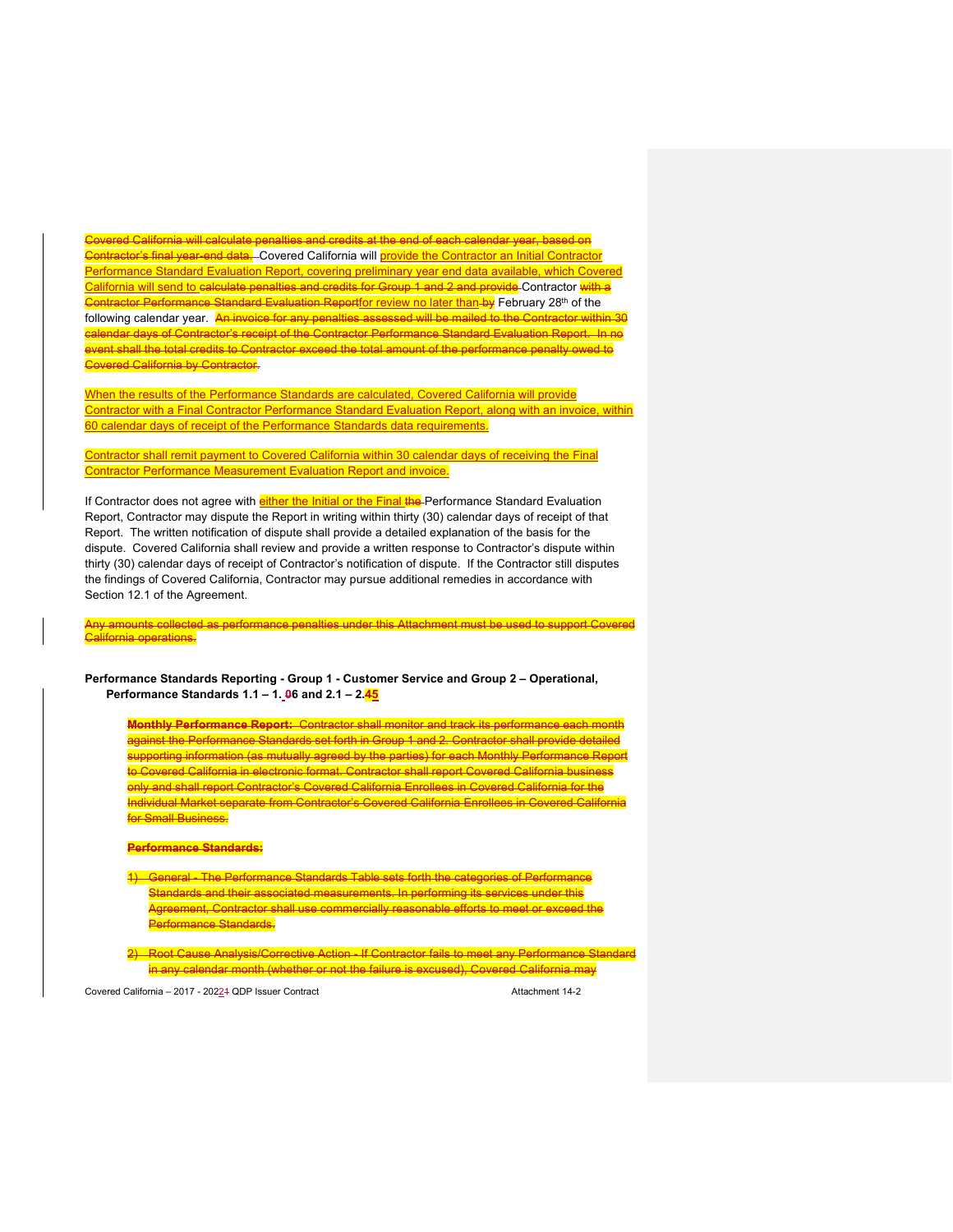Covered California will calculate penalties and credits at the end of each calendar year, based on Contractor's final year-end data. Covered California will provide the Contractor an Initial Contractor Performance Standard Evaluation Report, covering preliminary year end data available, which Covered California will send to calculate penalties and credits for Group 1 and 2 and provide Contractor with a Contractor Performance Standard Evaluation Reportfor review no later than by February 28th of the following calendar year. An invoice for any penalties assessed will be mailed to the Contractor within 30 calendar days of Contractor's receipt of the Contractor Performance Standard Evaluation Report. In no event shall the total credits to Contractor exceed the total amount of the performance penalty owed to Covered California by Contractor.

When the results of the Performance Standards are calculated, Covered California will provide Contractor with a Final Contractor Performance Standard Evaluation Report, along with an invoice, within 60 calendar days of receipt of the Performance Standards data requirements.

Contractor shall remit payment to Covered California within 30 calendar days of receiving the Final Contractor Performance Measurement Evaluation Report and invoice.

If Contractor does not agree with either the Initial or the Final the Performance Standard Evaluation Report, Contractor may dispute the Report in writing within thirty (30) calendar days of receipt of that Report. The written notification of dispute shall provide a detailed explanation of the basis for the dispute. Covered California shall review and provide a written response to Contractor's dispute within thirty (30) calendar days of receipt of Contractor's notification of dispute. If the Contractor still disputes the findings of Covered California, Contractor may pursue additional remedies in accordance with Section 12.1 of the Agreement.

Any amounts collected as performance penalties under this Attachment must be used to support Covered California operations.

**Performance Standards Reporting - Group 1 - Customer Service and Group 2 – Operational, Performance Standards 1.1 – 1. 06 and 2.1 – 2.45**

**Monthly Performance Report:** Contractor shall monitor and track its performance each month against the Performance Standards set forth in Group 1 and 2. Contractor shall provide detailed supporting information (as mutually agreed by the parties) for each Monthly Performance Report to Covered California in electronic format. Contractor shall report Covered California business only and shall report Contractor's Covered California Enrollees in Covered California for the Individual Market separate from Contractor's Covered California Enrollees in Covered California for Small Business.

**Performance Standards:**

1) General - The Performance Standards Table sets forth the categories of Performance Standards and their associated measurements. In performing its services under this Agreement, Contractor shall use commercially reasonable efforts to meet or exceed the Performance Standards.

2) Root Cause Analysis/Corrective Action - If Contractor fails to meet any Performance Standard in any calendar month (whether or not the failure is excused), Covered California may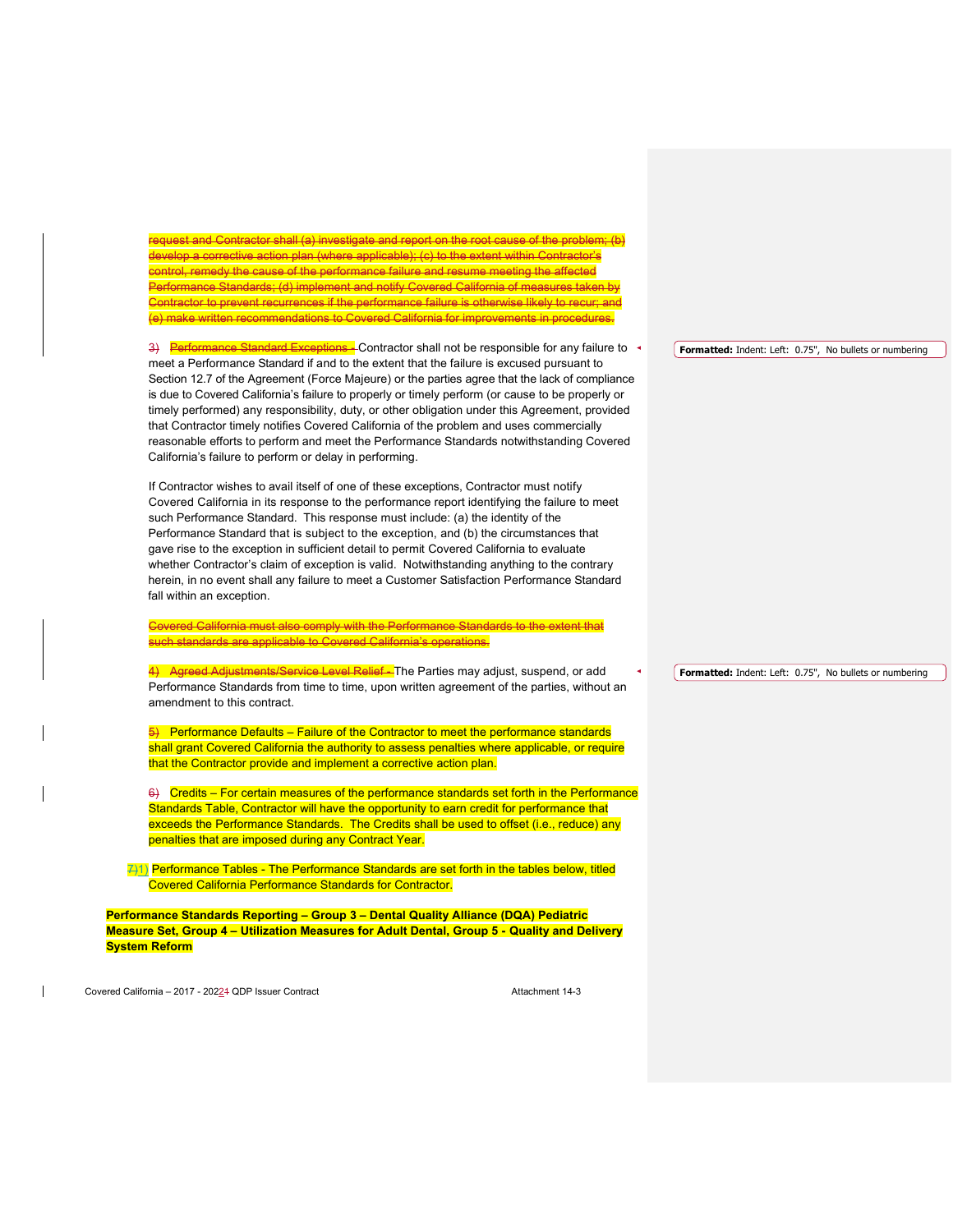request and Contractor shall (a) investigate and report on the root cause of the problem; (b) develop a corrective action plan (where applicable); (c) to the extent within Contractor's control, remedy the cause of the performance failure and resume meeting the affected Performance Standards; (d) implement and notify Covered California of measures taken by Contractor to prevent recurrences if the performance failure is otherwise likely to recur; and (e) make written recommendations to Covered California for improvements in procedures.

3) Performance Standard Exceptions - Contractor shall not be responsible for any failure to meet a Performance Standard if and to the extent that the failure is excused pursuant to Section 12.7 of the Agreement (Force Majeure) or the parties agree that the lack of compliance is due to Covered California's failure to properly or timely perform (or cause to be properly or timely performed) any responsibility, duty, or other obligation under this Agreement, provided that Contractor timely notifies Covered California of the problem and uses commercially reasonable efforts to perform and meet the Performance Standards notwithstanding Covered California's failure to perform or delay in performing.

If Contractor wishes to avail itself of one of these exceptions, Contractor must notify Covered California in its response to the performance report identifying the failure to meet such Performance Standard. This response must include: (a) the identity of the Performance Standard that is subject to the exception, and (b) the circumstances that gave rise to the exception in sufficient detail to permit Covered California to evaluate whether Contractor's claim of exception is valid. Notwithstanding anything to the contrary herein, in no event shall any failure to meet a Customer Satisfaction Performance Standard fall within an exception.

Covered California must also comply with the Performance Standards to the extent that such standards are applicable to Covered California's operations.

4) Agreed Adjustments/Service Level Relief - The Parties may adjust, suspend, or add Performance Standards from time to time, upon written agreement of the parties, without an amendment to this contract.

5) Performance Defaults – Failure of the Contractor to meet the performance standards shall grant Covered California the authority to assess penalties where applicable, or require that the Contractor provide and implement a corrective action plan.

6) Credits – For certain measures of the performance standards set forth in the Performance Standards Table, Contractor will have the opportunity to earn credit for performance that exceeds the Performance Standards. The Credits shall be used to offset (i.e., reduce) any penalties that are imposed during any Contract Year.

7)1) Performance Tables - The Performance Standards are set forth in the tables below, titled Covered California Performance Standards for Contractor.

**Performance Standards Reporting – Group 3 – Dental Quality Alliance (DQA) Pediatric Measure Set, Group 4 – Utilization Measures for Adult Dental, Group 5 - Quality and Delivery System Reform**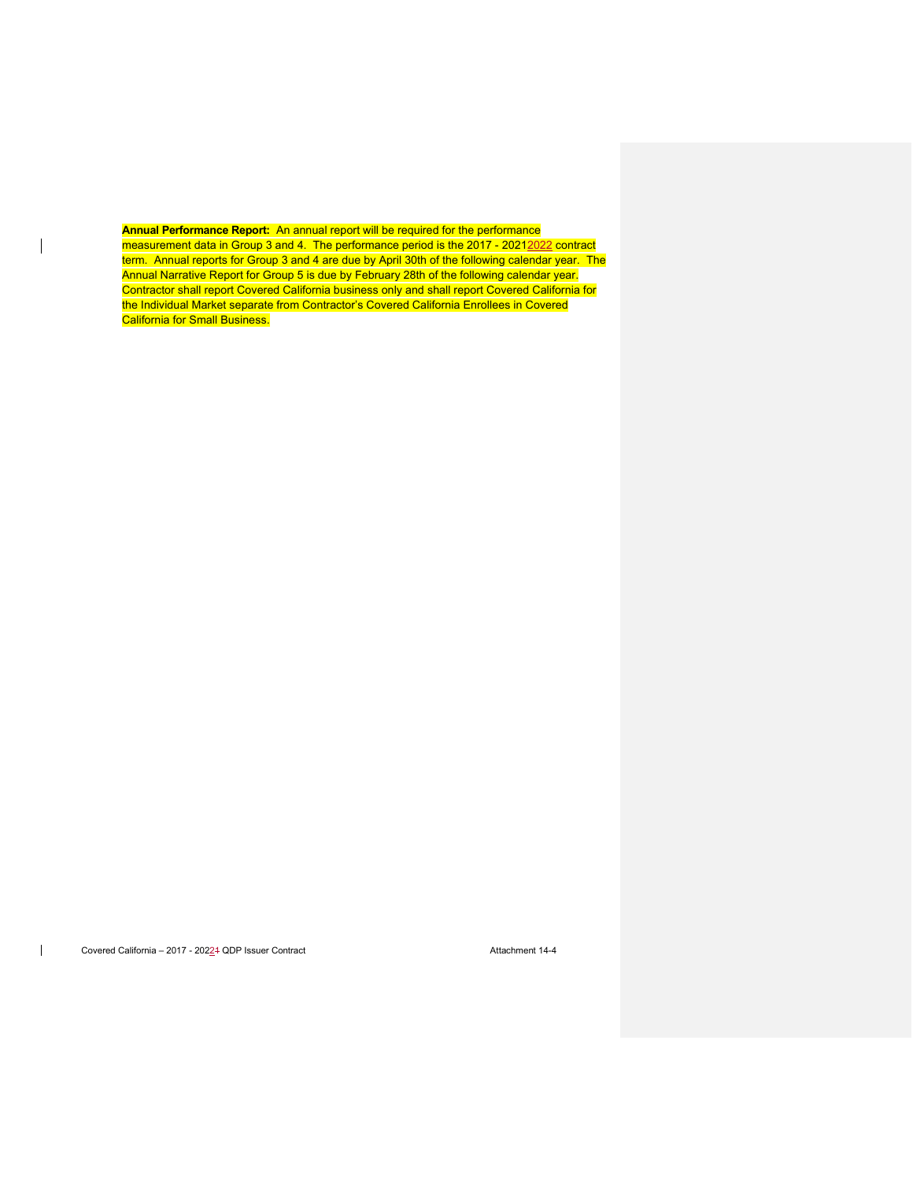**Annual Performance Report:** An annual report will be required for the performance measurement data in Group 3 and 4. The performance period is the 2017 - 20212022 contract term. Annual reports for Group 3 and 4 are due by April 30th of the following calendar year. The Annual Narrative Report for Group 5 is due by February 28th of the following calendar year. Contractor shall report Covered California business only and shall report Covered California for the Individual Market separate from Contractor's Covered California Enrollees in Covered California for Small Business.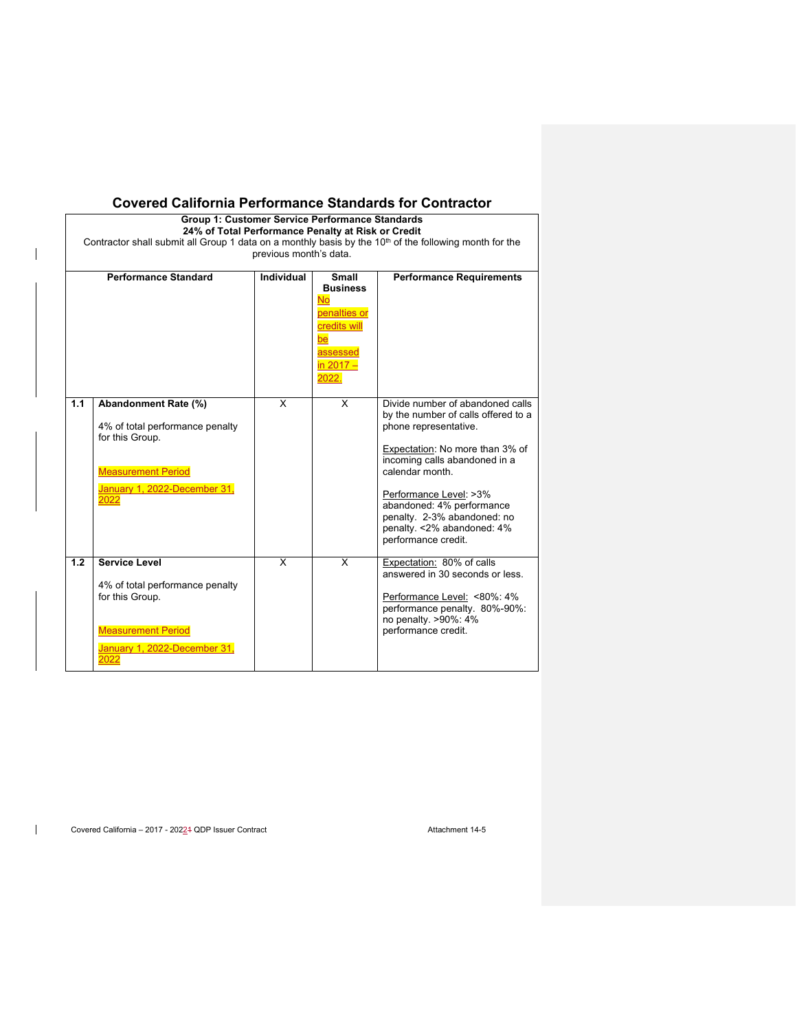# Covered California Performance Standards for Contractor

| Group 1: Customer Service Performance Standards<br>24% of Total Performance Penalty at Risk or Credit<br>Contractor shall submit all Group 1 data on a monthly basis by the 10th of the following month for the previous month's data. | | | | |
|---|---|---|---|---|
| **Performance Standard** | | **Individual** | **Small Business**<br>No penalties or credits will be assessed in 2017 – 2022. | **Performance Requirements** |
| **1.1** | **Abandonment Rate (%)**<br><br>4% of total performance penalty for this Group.<br><br>Measurement Period<br><br>January 1, 2022-December 31, 2022 | X | X | Divide number of abandoned calls by the number of calls offered to a phone representative.<br><br>Expectation: No more than 3% of incoming calls abandoned in a calendar month.<br><br>Performance Level: >3% abandoned: 4% performance penalty. 2-3% abandoned: no penalty. <2% abandoned: 4% performance credit. |
| **1.2** | **Service Level**<br><br>4% of total performance penalty for this Group.<br><br>Measurement Period<br><br>January 1, 2022-December 31, 2022 | X | X | Expectation: 80% of calls answered in 30 seconds or less.<br><br>Performance Level: <80%: 4% performance penalty. 80%-90%: no penalty. >90%: 4% performance credit. |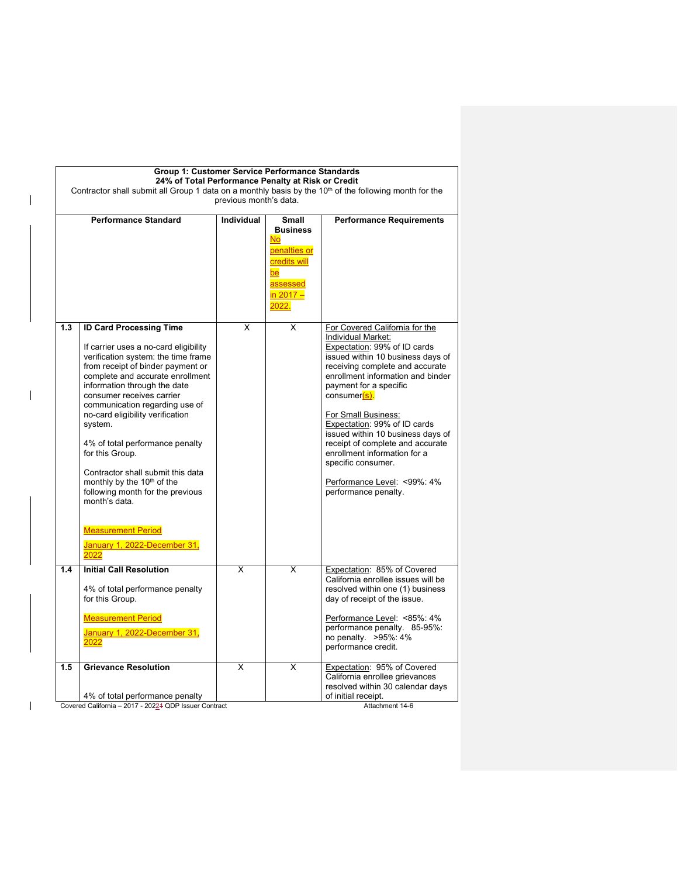| **Group 1: Customer Service Performance Standards**<br>**24% of Total Performance Penalty at Risk or Credit**<br>Contractor shall submit all Group 1 data on a monthly basis by the 10th of the following month for the previous month's data. | | | | |
|---|---|---|---|---|
| | **Performance Standard** | **Individual** | **Small Business**<br>No penalties or credits will be assessed in 2017 – 2022. | **Performance Requirements** |
| **1.3** | **ID Card Processing Time**<br><br>If carrier uses a no-card eligibility verification system: the time frame from receipt of binder payment or complete and accurate enrollment information through the date consumer receives carrier communication regarding use of no-card eligibility verification system.<br><br>4% of total performance penalty for this Group.<br><br>Contractor shall submit this data monthly by the 10th of the following month for the previous month's data.<br><br>Measurement Period<br><br>January 1, 2022-December 31, 2022 | X | X | For Covered California for the Individual Market:<br>Expectation: 99% of ID cards issued within 10 business days of receiving complete and accurate enrollment information and binder payment for a specific consumer(s).<br><br>For Small Business:<br>Expectation: 99% of ID cards issued within 10 business days of receipt of complete and accurate enrollment information for a specific consumer.<br><br>Performance Level: <99%: 4% performance penalty. |
| **1.4** | **Initial Call Resolution**<br><br>4% of total performance penalty for this Group.<br><br>Measurement Period<br><br>January 1, 2022-December 31, 2022 | X | X | Expectation: 85% of Covered California enrollee issues will be resolved within one (1) business day of receipt of the issue.<br><br>Performance Level: <85%: 4% performance penalty. 85-95%: no penalty. >95%: 4% performance credit. |
| **1.5** | **Grievance Resolution**<br><br>4% of total performance penalty | X | X | Expectation: 95% of Covered California enrollee grievances resolved within 30 calendar days of initial receipt. |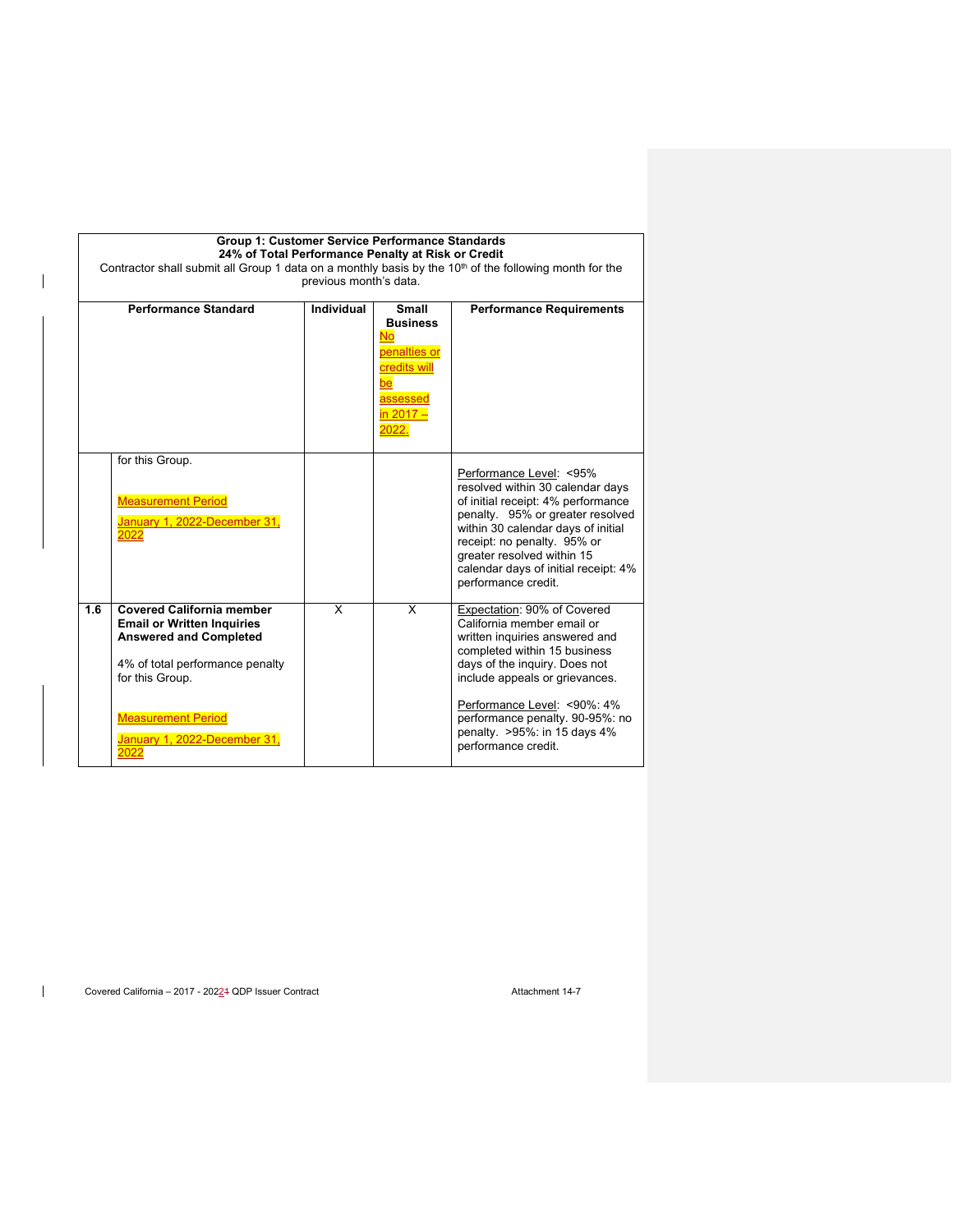| Group 1: Customer Service Performance Standards<br>24% of Total Performance Penalty at Risk or Credit<br>Contractor shall submit all Group 1 data on a monthly basis by the 10th of the following month for the previous month's data. | | | | |
|---|---|---|---|---|
| Performance Standard | | Individual | Small Business<br>No penalties or credits will be assessed in 2017 – 2022. | Performance Requirements |
| | for this Group.<br><br>Measurement Period<br><br>January 1, 2022-December 31, 2022 | | | Performance Level: <95% resolved within 30 calendar days of initial receipt: 4% performance penalty. 95% or greater resolved within 30 calendar days of initial receipt: no penalty. 95% or greater resolved within 15 calendar days of initial receipt: 4% performance credit. |
| 1.6 | **Covered California member Email or Written Inquiries Answered and Completed**<br><br>4% of total performance penalty for this Group.<br><br>Measurement Period<br><br>January 1, 2022-December 31, 2022 | X | X | Expectation: 90% of Covered California member email or written inquiries answered and completed within 15 business days of the inquiry. Does not include appeals or grievances.<br><br>Performance Level: <90%: 4% performance penalty. 90-95%: no penalty. >95%: in 15 days 4% performance credit. |

Covered California – 2017 - 2022 QDP Issuer Contract Attachment 14-7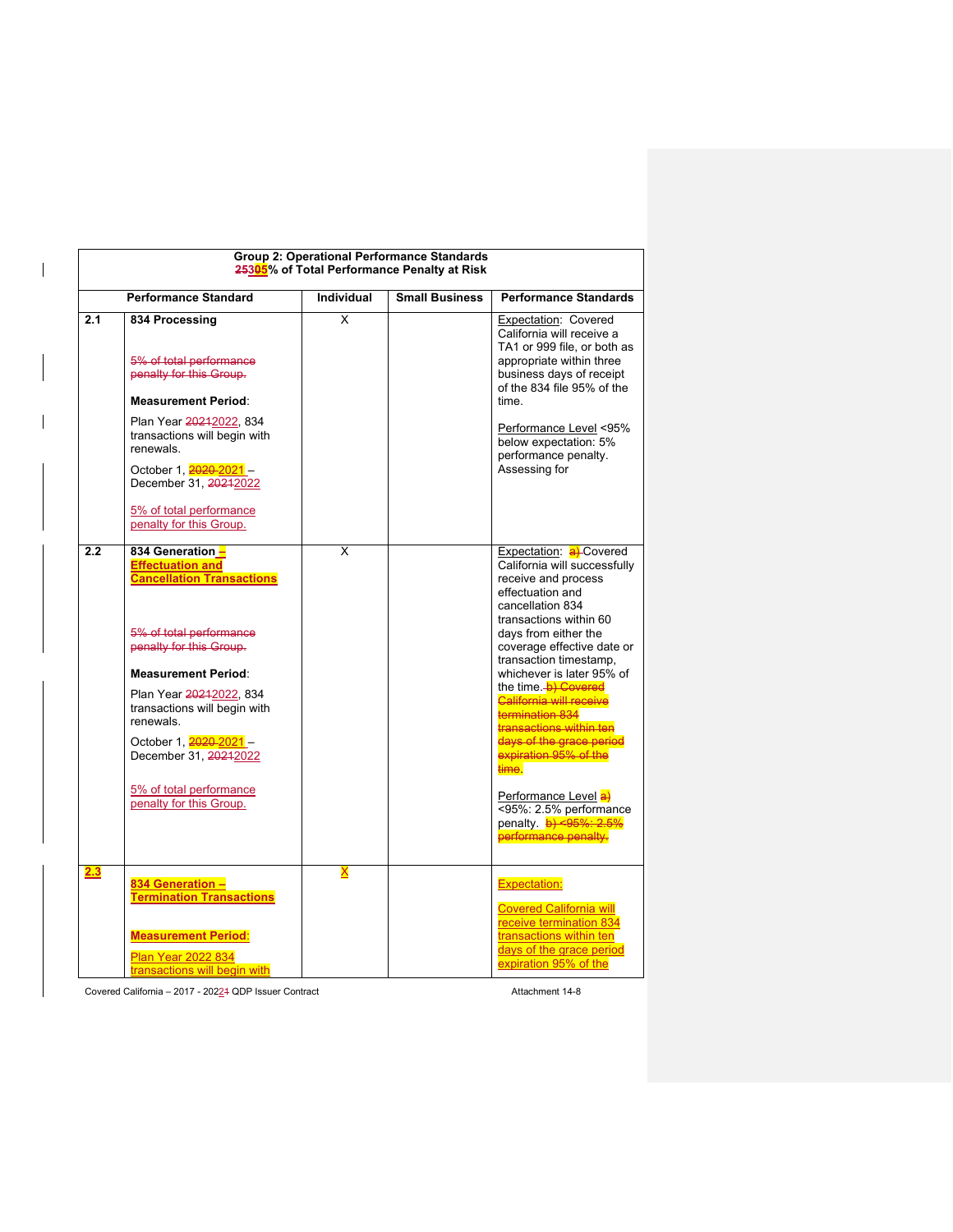| Group 2: Operational Performance Standards 25305% of Total Performance Penalty at Risk | | | | |
|---|---|---|---|---|
| | **Performance Standard** | **Individual** | **Small Business** | **Performance Standards** |
| **2.1** | **834 Processing**<br><br>5% of total performance penalty for this Group.<br><br>**Measurement Period**:<br><br>Plan Year 20212022, 834 transactions will begin with renewals.<br><br>October 1, 2020 2021 – December 31, 20212022<br><br>5% of total performance penalty for this Group. | X | | Expectation: Covered California will receive a TA1 or 999 file, or both as appropriate within three business days of receipt of the 834 file 95% of the time.<br><br>Performance Level <95% below expectation: 5% performance penalty. Assessing for |
| **2.2** | **834 Generation – Effectuation and Cancellation Transactions**<br><br>5% of total performance penalty for this Group.<br><br>**Measurement Period**:<br><br>Plan Year 20212022, 834 transactions will begin with renewals.<br><br>October 1, 2020 2021 – December 31, 20212022<br><br>5% of total performance penalty for this Group. | X | | Expectation: a) Covered California will successfully receive and process effectuation and cancellation 834 transactions within 60 days from either the coverage effective date or transaction timestamp, whichever is later 95% of the time. b) Covered California will receive termination 834 transactions within ten days of the grace period expiration 95% of the time.<br><br>Performance Level a) <95%: 2.5% performance penalty. b) <95%: 2.5% performance penalty. |
| **2.3** | **834 Generation – Termination Transactions**<br><br>**Measurement Period**:<br><br>Plan Year 2022 834 transactions will begin with | X | | Expectation:<br><br>Covered California will receive termination 834 transactions within ten days of the grace period expiration 95% of the |

Covered California – 2017 - 20221 QDP Issuer Contract Attachment 14-8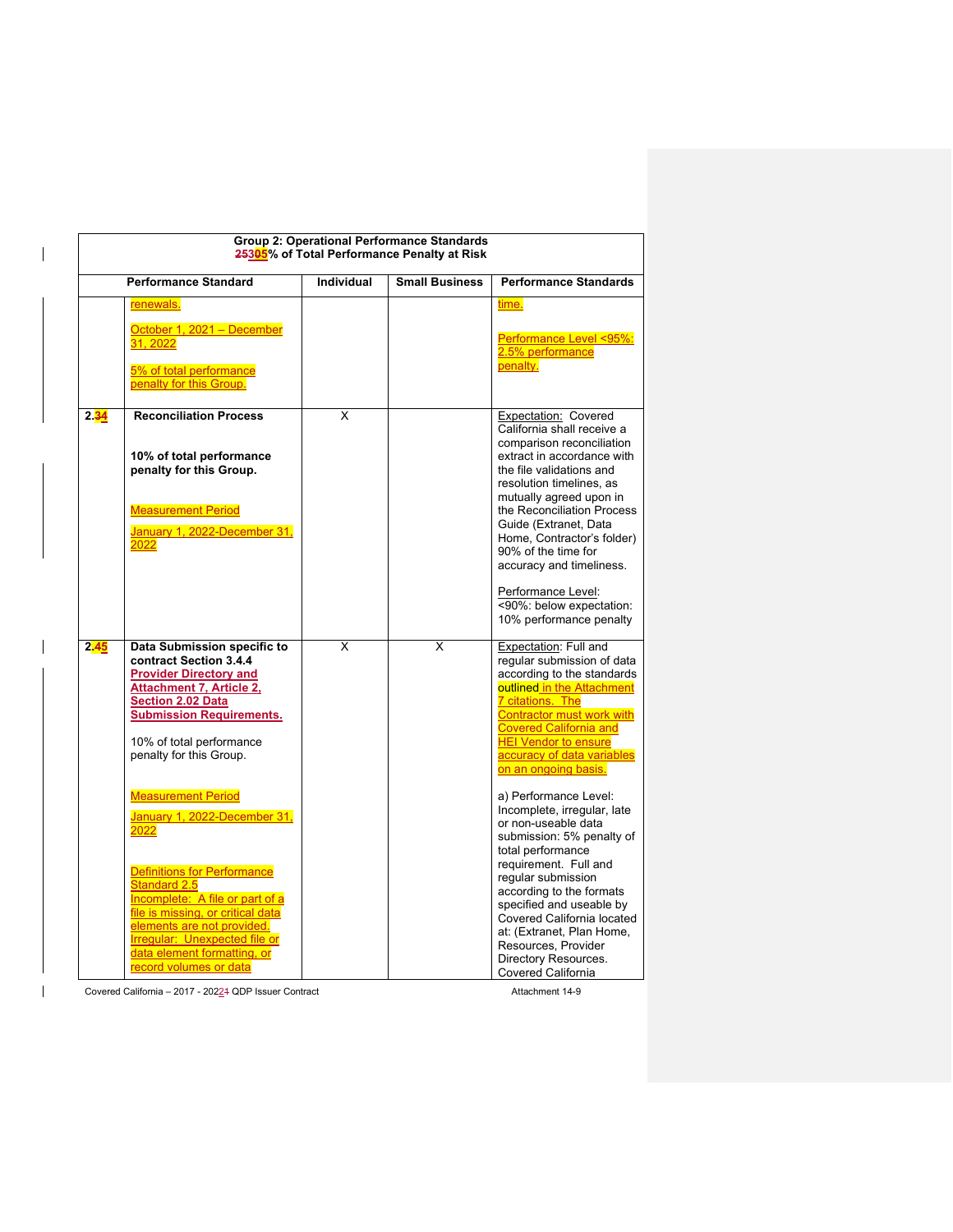| Group 2: Operational Performance Standards 25305% of Total Performance Penalty at Risk | | | | |
|---|---|---|---|---|
| | **Performance Standard** | **Individual** | **Small Business** | **Performance Standards** |
| | renewals.<br><br>October 1, 2021 – December 31, 2022<br><br>5% of total performance penalty for this Group. | | | time.<br><br>Performance Level <95%: 2.5% performance penalty. |
| **2.34** | **Reconciliation Process**<br><br>**10% of total performance penalty for this Group.**<br><br>Measurement Period<br><br>January 1, 2022-December 31, 2022 | X | | Expectation: Covered California shall receive a comparison reconciliation extract in accordance with the file validations and resolution timelines, as mutually agreed upon in the Reconciliation Process Guide (Extranet, Data Home, Contractor's folder) 90% of the time for accuracy and timeliness.<br><br>Performance Level: <90%: below expectation: 10% performance penalty |
| **2.45** | **Data Submission specific to contract Section 3.4.4 Provider Directory and Attachment 7, Article 2, Section 2.02 Data Submission Requirements.**<br><br>10% of total performance penalty for this Group.<br><br>Measurement Period<br><br>January 1, 2022-December 31, 2022<br><br>Definitions for Performance Standard 2.5<br>Incomplete: A file or part of a file is missing, or critical data elements are not provided.<br>Irregular: Unexpected file or data element formatting, or record volumes or data | X | X | Expectation: Full and regular submission of data according to the standards outlined in the Attachment 7 citations. The Contractor must work with Covered California and HEI Vendor to ensure accuracy of data variables on an ongoing basis.<br><br>a) Performance Level: Incomplete, irregular, late or non-useable data submission: 5% penalty of total performance requirement. Full and regular submission according to the formats specified and useable by Covered California located at: (Extranet, Plan Home, Resources, Provider Directory Resources. Covered California |

Covered California – 2017 - 20221 QDP Issuer Contract Attachment 14-9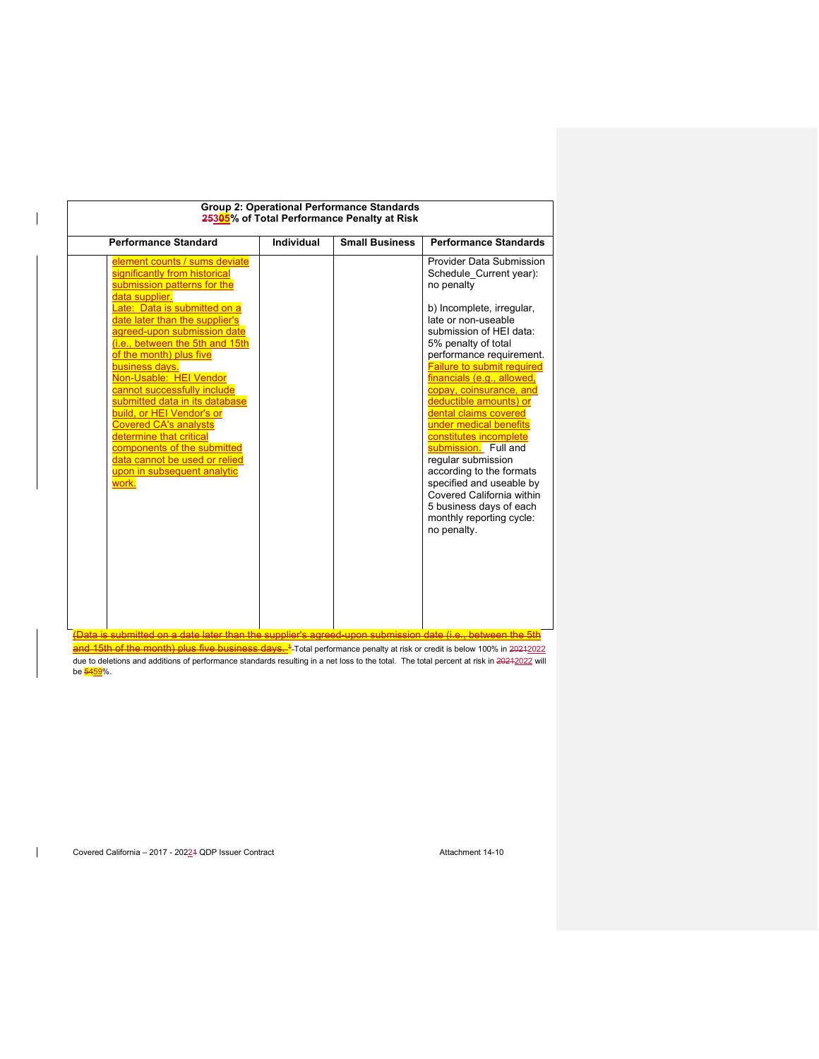| Group 2: Operational Performance Standards 25305% of Total Performance Penalty at Risk | | | | |
|---|---|---|---|---|
| Performance Standard | | Individual | Small Business | Performance Standards |
| | element counts / sums deviate significantly from historical submission patterns for the data supplier. Late: Data is submitted on a date later than the supplier's agreed-upon submission date (i.e., between the 5th and 15th of the month) plus five business days. Non-Usable: HEI Vendor cannot successfully include submitted data in its database build, or HEI Vendor's or Covered CA's analysts determine that critical components of the submitted data cannot be used or relied upon in subsequent analytic work. | | | Provider Data Submission Schedule_Current year): no penalty<br><br>b) Incomplete, irregular, late or non-useable submission of HEI data: 5% penalty of total performance requirement. Failure to submit required financials (e.g., allowed, copay, coinsurance, and deductible amounts) or dental claims covered under medical benefits constitutes incomplete submission. Full and regular submission according to the formats specified and useable by Covered California within 5 business days of each monthly reporting cycle: no penalty. |

(Data is submitted on a date later than the supplier's agreed-upon submission date (i.e., between the 5th and 15th of the month) plus five business days. [1] Total performance penalty at risk or credit is below 100% in 20212022 due to deletions and additions of performance standards resulting in a net loss to the total. The total percent at risk in 20212022 will be 5459%.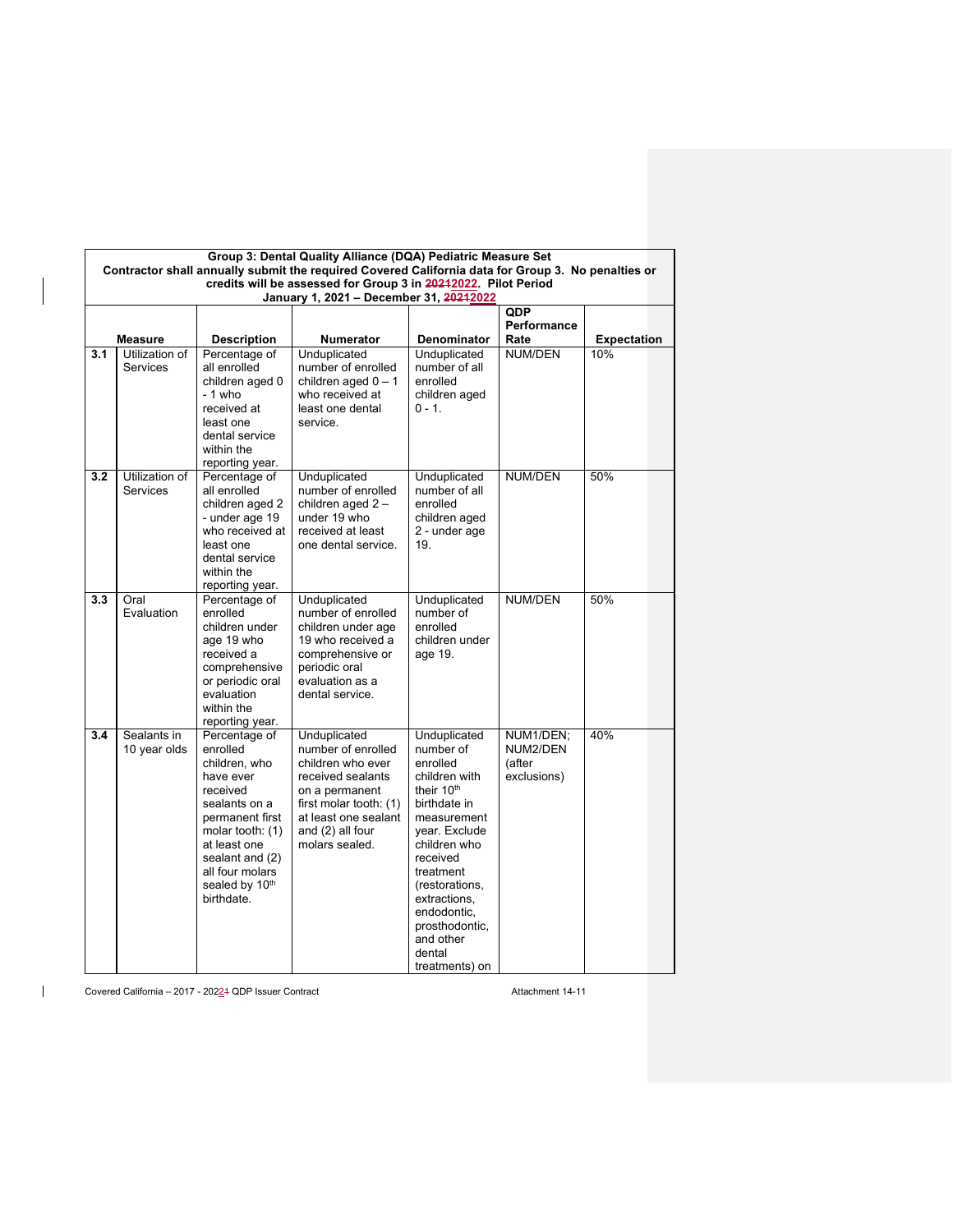| | Group 3: Dental Quality Alliance (DQA) Pediatric Measure Set Contractor shall annually submit the required Covered California data for Group 3. No penalties or credits will be assessed for Group 3 in ~~2021~~2022. Pilot Period January 1, 2021 – December 31, ~~2021~~2022 | | | | | |
|---|---|---|---|---|---|---|
| | **Measure** | **Description** | **Numerator** | **Denominator** | **QDP Performance Rate** | **Expectation** |
| **3.1** | Utilization of Services | Percentage of all enrolled children aged 0 - 1 who received at least one dental service within the reporting year. | Unduplicated number of enrolled children aged 0 – 1 who received at least one dental service. | Unduplicated number of all enrolled children aged 0 - 1. | NUM/DEN | 10% |
| **3.2** | Utilization of Services | Percentage of all enrolled children aged 2 - under age 19 who received at least one dental service within the reporting year. | Unduplicated number of enrolled children aged 2 – under 19 who received at least one dental service. | Unduplicated number of all enrolled children aged 2 - under age 19. | NUM/DEN | 50% |
| **3.3** | Oral Evaluation | Percentage of enrolled children under age 19 who received a comprehensive or periodic oral evaluation within the reporting year. | Unduplicated number of enrolled children under age 19 who received a comprehensive or periodic oral evaluation as a dental service. | Unduplicated number of enrolled children under age 19. | NUM/DEN | 50% |
| **3.4** | Sealants in 10 year olds | Percentage of enrolled children, who have ever received sealants on a permanent first molar tooth: (1) at least one sealant and (2) all four molars sealed by 10th birthdate. | Unduplicated number of enrolled children who ever received sealants on a permanent first molar tooth: (1) at least one sealant and (2) all four molars sealed. | Unduplicated number of enrolled children with their 10th birthdate in measurement year. Exclude children who received treatment (restorations, extractions, endodontic, prosthodontic, and other dental treatments) on | NUM1/DEN; NUM2/DEN (after exclusions) | 40% |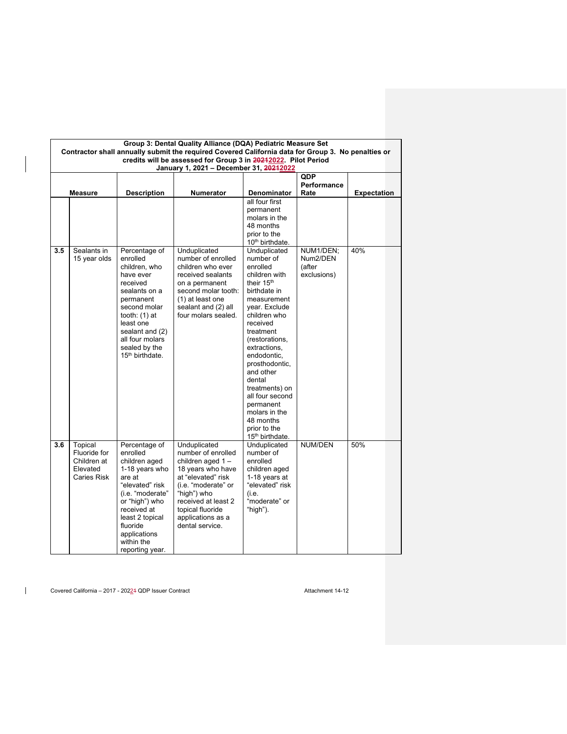| Group 3: Dental Quality Alliance (DQA) Pediatric Measure Set<br>Contractor shall annually submit the required Covered California data for Group 3. No penalties or credits will be assessed for Group 3 in ~~2021~~2022. Pilot Period<br>January 1, 2021 – December 31, ~~2021~~2022 | | | | | | |
|---|---|---|---|---|---|---|
| | **Measure** | **Description** | **Numerator** | **Denominator** | **QDP Performance Rate** | **Expectation** |
| | | | | all four first permanent molars in the 48 months prior to the 10th birthdate. | | |
| **3.5** | Sealants in 15 year olds | Percentage of enrolled children, who have ever received sealants on a permanent second molar tooth: (1) at least one sealant and (2) all four molars sealed by the 15th birthdate. | Unduplicated number of enrolled children who ever received sealants on a permanent second molar tooth: (1) at least one sealant and (2) all four molars sealed. | Unduplicated number of enrolled children with their 15th birthdate in measurement year. Exclude children who received treatment (restorations, extractions, endodontic, prosthodontic, and other dental treatments) on all four second permanent molars in the 48 months prior to the 15th birthdate. | NUM1/DEN; Num2/DEN (after exclusions) | 40% |
| **3.6** | Topical Fluoride for Children at Elevated Caries Risk | Percentage of enrolled children aged 1-18 years who are at "elevated" risk (i.e. "moderate" or "high") who received at least 2 topical fluoride applications within the reporting year. | Unduplicated number of enrolled children aged 1 – 18 years who have at "elevated" risk (i.e. "moderate" or "high") who received at least 2 topical fluoride applications as a dental service. | Unduplicated number of enrolled children aged 1-18 years at "elevated" risk (i.e. "moderate" or "high"). | NUM/DEN | 50% |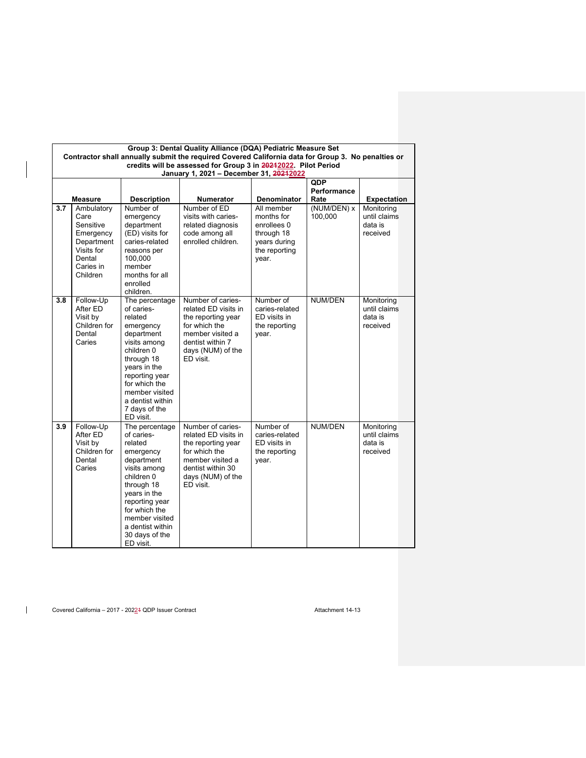| Group 3: Dental Quality Alliance (DQA) Pediatric Measure Set<br>Contractor shall annually submit the required Covered California data for Group 3. No penalties or credits will be assessed for Group 3 in ~~2021~~2022. Pilot Period<br>January 1, 2021 – December 31, ~~2021~~2022 | | | | | | |
|---|---|---|---|---|---|---|
| | **Measure** | **Description** | **Numerator** | **Denominator** | **QDP Performance Rate** | **Expectation** |
| **3.7** | Ambulatory Care Sensitive Emergency Department Visits for Dental Caries in Children | Number of emergency department (ED) visits for caries-related reasons per 100,000 member months for all enrolled children. | Number of ED visits with caries-related diagnosis code among all enrolled children. | All member months for enrollees 0 through 18 years during the reporting year. | (NUM/DEN) x 100,000 | Monitoring until claims data is received |
| **3.8** | Follow-Up After ED Visit by Children for Dental Caries | The percentage of caries-related emergency department visits among children 0 through 18 years in the reporting year for which the member visited a dentist within 7 days of the ED visit. | Number of caries-related ED visits in the reporting year for which the member visited a dentist within 7 days (NUM) of the ED visit. | Number of caries-related ED visits in the reporting year. | NUM/DEN | Monitoring until claims data is received |
| **3.9** | Follow-Up After ED Visit by Children for Dental Caries | The percentage of caries-related emergency department visits among children 0 through 18 years in the reporting year for which the member visited a dentist within 30 days of the ED visit. | Number of caries-related ED visits in the reporting year for which the member visited a dentist within 30 days (NUM) of the ED visit. | Number of caries-related ED visits in the reporting year. | NUM/DEN | Monitoring until claims data is received |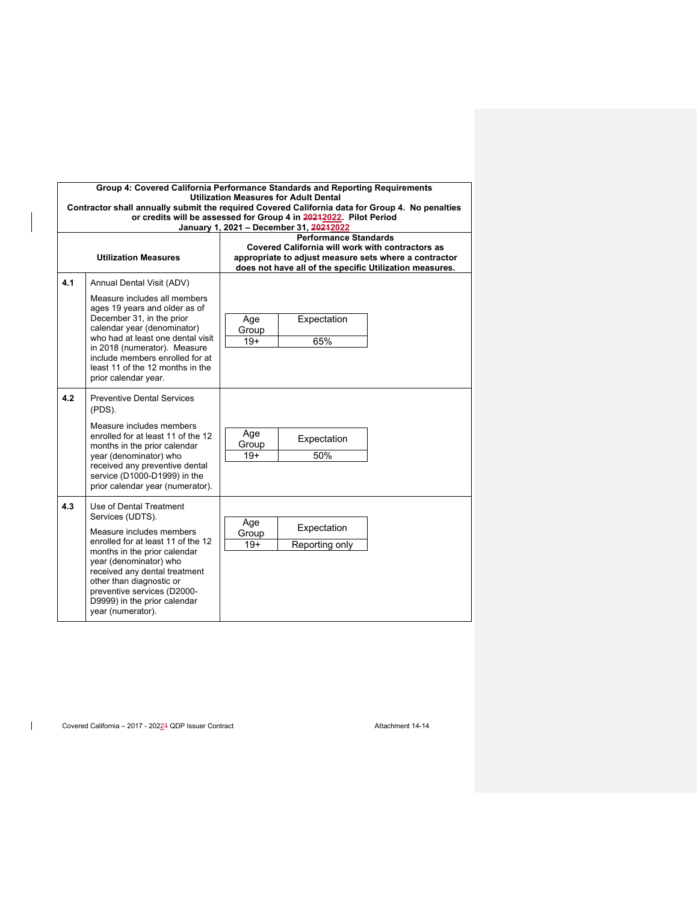| Group 4: Covered California Performance Standards and Reporting Requirements<br>Utilization Measures for Adult Dental<br>Contractor shall annually submit the required Covered California data for Group 4. No penalties or credits will be assessed for Group 4 in ~~2021~~2022. Pilot Period<br>January 1, 2021 – December 31, ~~2021~~2022 | | |
|---|---|---|
| | **Utilization Measures** | **Performance Standards**<br>**Covered California will work with contractors as appropriate to adjust measure sets where a contractor does not have all of the specific Utilization measures.** |
| **4.1** | Annual Dental Visit (ADV)<br><br>Measure includes all members ages 19 years and older as of December 31, in the prior calendar year (denominator) who had at least one dental visit in 2018 (numerator). Measure include members enrolled for at least 11 of the 12 months in the prior calendar year. | Age Group: 19+ — Expectation: 65% |
| **4.2** | Preventive Dental Services (PDS).<br><br>Measure includes members enrolled for at least 11 of the 12 months in the prior calendar year (denominator) who received any preventive dental service (D1000-D1999) in the prior calendar year (numerator). | Age Group: 19+ — Expectation: 50% |
| **4.3** | Use of Dental Treatment Services (UDTS).<br><br>Measure includes members enrolled for at least 11 of the 12 months in the prior calendar year (denominator) who received any dental treatment other than diagnostic or preventive services (D2000-D9999) in the prior calendar year (numerator). | Age Group: 19+ — Expectation: Reporting only |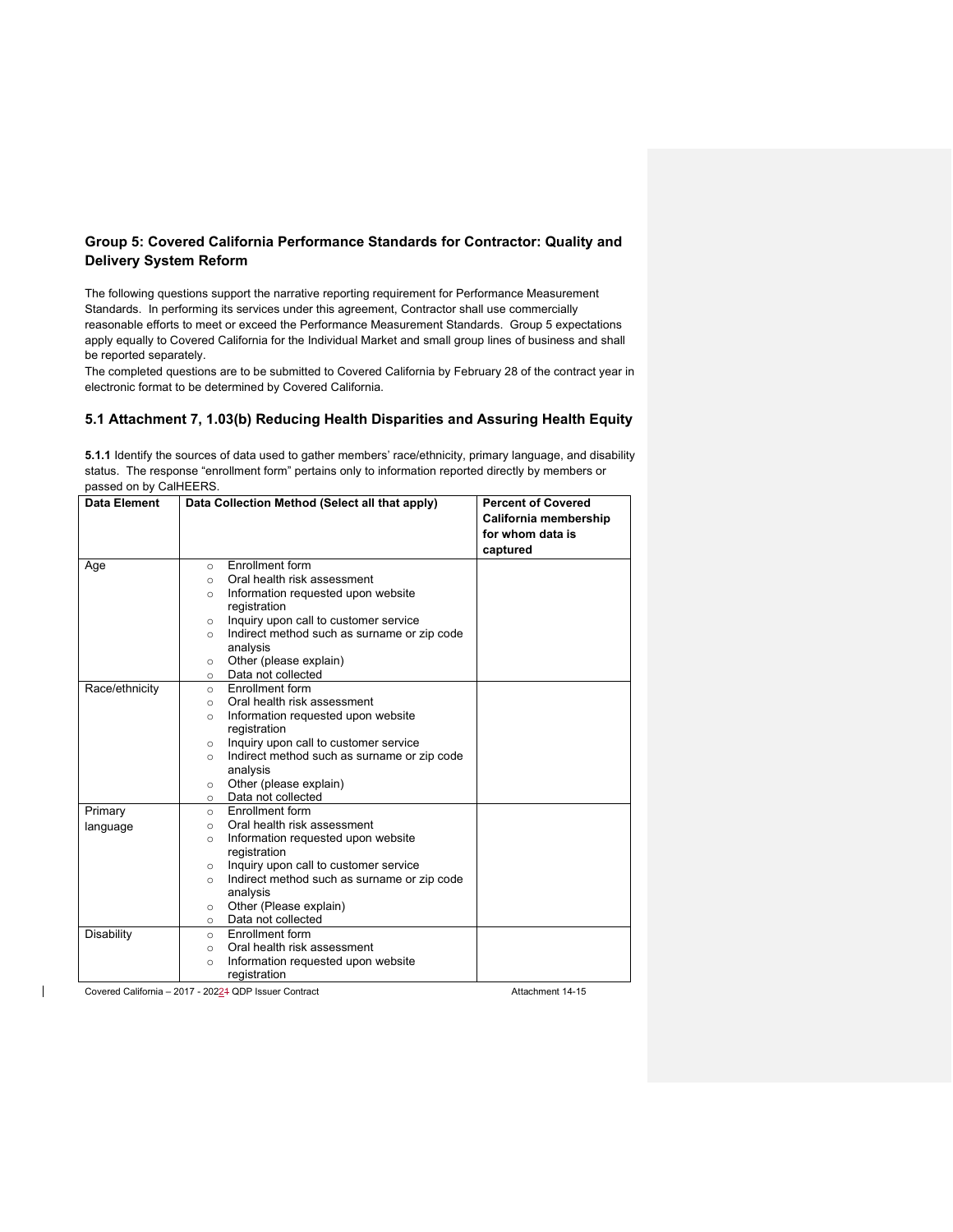## Group 5: Covered California Performance Standards for Contractor: Quality and Delivery System Reform

The following questions support the narrative reporting requirement for Performance Measurement Standards. In performing its services under this agreement, Contractor shall use commercially reasonable efforts to meet or exceed the Performance Measurement Standards. Group 5 expectations apply equally to Covered California for the Individual Market and small group lines of business and shall be reported separately.

The completed questions are to be submitted to Covered California by February 28 of the contract year in electronic format to be determined by Covered California.

### 5.1 Attachment 7, 1.03(b) Reducing Health Disparities and Assuring Health Equity

**5.1.1** Identify the sources of data used to gather members' race/ethnicity, primary language, and disability status. The response "enrollment form" pertains only to information reported directly by members or passed on by CalHEERS.

| Data Element | Data Collection Method (Select all that apply) | Percent of Covered California membership for whom data is captured |
|---|---|---|
| Age | ○ Enrollment form<br>○ Oral health risk assessment<br>○ Information requested upon website registration<br>○ Inquiry upon call to customer service<br>○ Indirect method such as surname or zip code analysis<br>○ Other (please explain)<br>○ Data not collected | |
| Race/ethnicity | ○ Enrollment form<br>○ Oral health risk assessment<br>○ Information requested upon website registration<br>○ Inquiry upon call to customer service<br>○ Indirect method such as surname or zip code analysis<br>○ Other (please explain)<br>○ Data not collected | |
| Primary language | ○ Enrollment form<br>○ Oral health risk assessment<br>○ Information requested upon website registration<br>○ Inquiry upon call to customer service<br>○ Indirect method such as surname or zip code analysis<br>○ Other (Please explain)<br>○ Data not collected | |
| Disability | ○ Enrollment form<br>○ Oral health risk assessment<br>○ Information requested upon website registration | |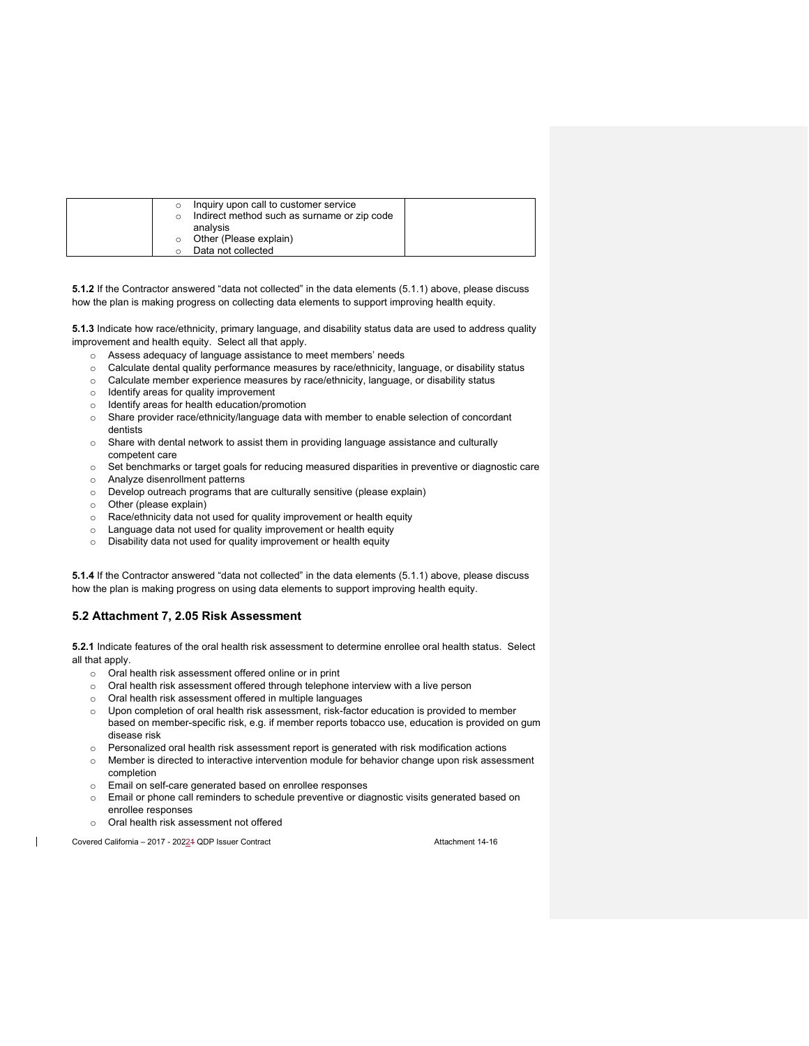| | ○ Inquiry upon call to customer service<br>○ Indirect method such as surname or zip code analysis<br>○ Other (Please explain)<br>○ Data not collected | |
|---|---|---|

**5.1.2** If the Contractor answered "data not collected" in the data elements (5.1.1) above, please discuss how the plan is making progress on collecting data elements to support improving health equity.

**5.1.3** Indicate how race/ethnicity, primary language, and disability status data are used to address quality improvement and health equity. Select all that apply.

- Assess adequacy of language assistance to meet members' needs
- Calculate dental quality performance measures by race/ethnicity, language, or disability status
- Calculate member experience measures by race/ethnicity, language, or disability status
- Identify areas for quality improvement
- Identify areas for health education/promotion
- Share provider race/ethnicity/language data with member to enable selection of concordant dentists
- Share with dental network to assist them in providing language assistance and culturally competent care
- Set benchmarks or target goals for reducing measured disparities in preventive or diagnostic care
- Analyze disenrollment patterns
- Develop outreach programs that are culturally sensitive (please explain)
- Other (please explain)
- Race/ethnicity data not used for quality improvement or health equity
- Language data not used for quality improvement or health equity
- Disability data not used for quality improvement or health equity

**5.1.4** If the Contractor answered "data not collected" in the data elements (5.1.1) above, please discuss how the plan is making progress on using data elements to support improving health equity.

## 5.2 Attachment 7, 2.05 Risk Assessment

**5.2.1** Indicate features of the oral health risk assessment to determine enrollee oral health status. Select all that apply.

- Oral health risk assessment offered online or in print
- Oral health risk assessment offered through telephone interview with a live person
- Oral health risk assessment offered in multiple languages
- Upon completion of oral health risk assessment, risk-factor education is provided to member based on member-specific risk, e.g. if member reports tobacco use, education is provided on gum disease risk
- Personalized oral health risk assessment report is generated with risk modification actions
- Member is directed to interactive intervention module for behavior change upon risk assessment completion
- Email on self-care generated based on enrollee responses
- Email or phone call reminders to schedule preventive or diagnostic visits generated based on enrollee responses
- Oral health risk assessment not offered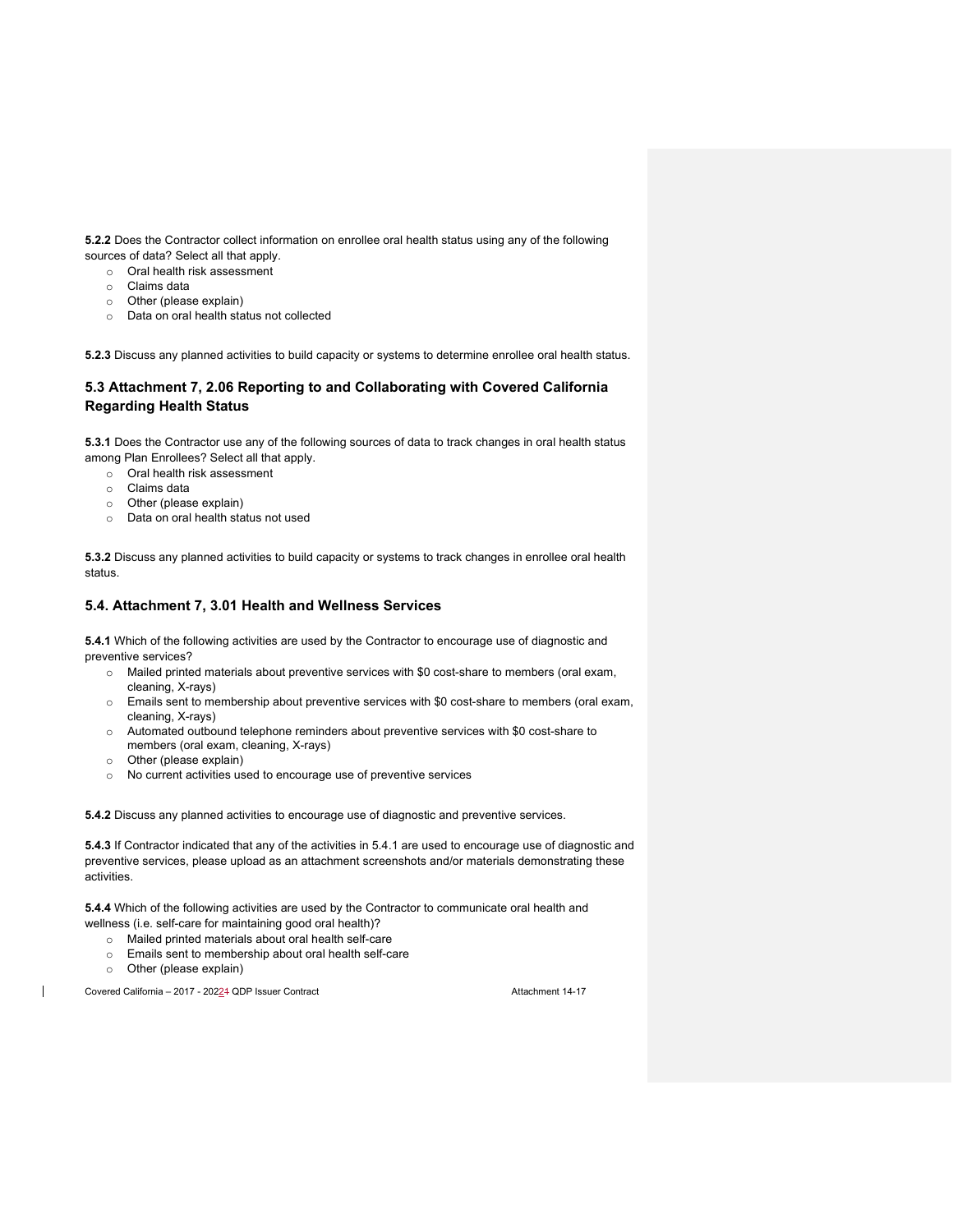**5.2.2** Does the Contractor collect information on enrollee oral health status using any of the following sources of data? Select all that apply.

- Oral health risk assessment
- Claims data
- Other (please explain)
- Data on oral health status not collected

**5.2.3** Discuss any planned activities to build capacity or systems to determine enrollee oral health status.

## 5.3 Attachment 7, 2.06 Reporting to and Collaborating with Covered California Regarding Health Status

**5.3.1** Does the Contractor use any of the following sources of data to track changes in oral health status among Plan Enrollees? Select all that apply.

- Oral health risk assessment
- Claims data
- Other (please explain)
- Data on oral health status not used

**5.3.2** Discuss any planned activities to build capacity or systems to track changes in enrollee oral health status.

## 5.4. Attachment 7, 3.01 Health and Wellness Services

**5.4.1** Which of the following activities are used by the Contractor to encourage use of diagnostic and preventive services?

- Mailed printed materials about preventive services with $0 cost-share to members (oral exam, cleaning, X-rays)
- Emails sent to membership about preventive services with $0 cost-share to members (oral exam, cleaning, X-rays)
- Automated outbound telephone reminders about preventive services with $0 cost-share to members (oral exam, cleaning, X-rays)
- Other (please explain)
- No current activities used to encourage use of preventive services

**5.4.2** Discuss any planned activities to encourage use of diagnostic and preventive services.

**5.4.3** If Contractor indicated that any of the activities in 5.4.1 are used to encourage use of diagnostic and preventive services, please upload as an attachment screenshots and/or materials demonstrating these activities.

**5.4.4** Which of the following activities are used by the Contractor to communicate oral health and wellness (i.e. self-care for maintaining good oral health)?

- Mailed printed materials about oral health self-care
- Emails sent to membership about oral health self-care
- Other (please explain)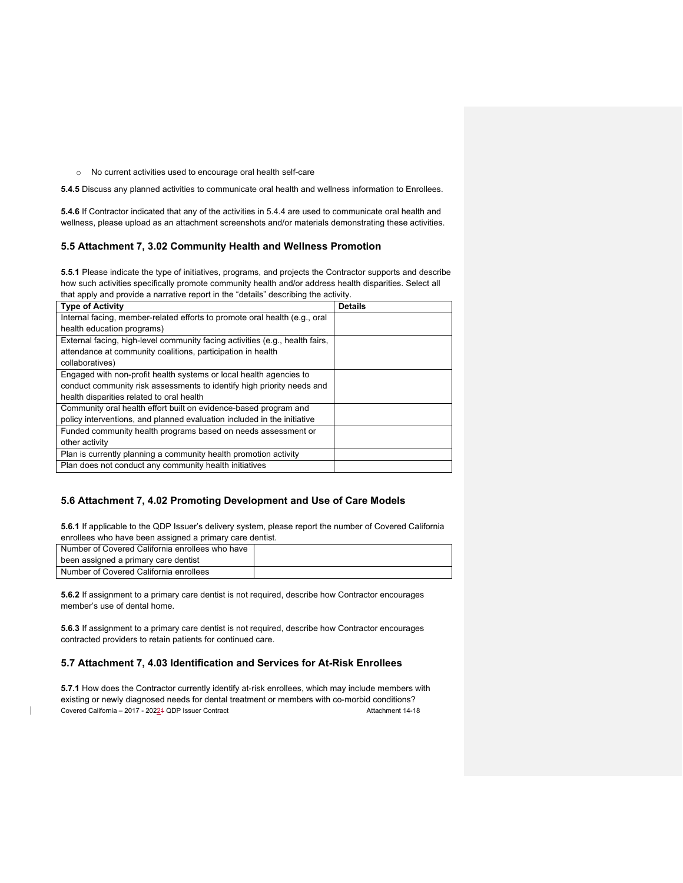- No current activities used to encourage oral health self-care

**5.4.5** Discuss any planned activities to communicate oral health and wellness information to Enrollees.

**5.4.6** If Contractor indicated that any of the activities in 5.4.4 are used to communicate oral health and wellness, please upload as an attachment screenshots and/or materials demonstrating these activities.

## 5.5 Attachment 7, 3.02 Community Health and Wellness Promotion

**5.5.1** Please indicate the type of initiatives, programs, and projects the Contractor supports and describe how such activities specifically promote community health and/or address health disparities. Select all that apply and provide a narrative report in the "details" describing the activity.

| Type of Activity | Details |
|---|---|
| Internal facing, member-related efforts to promote oral health (e.g., oral health education programs) | |
| External facing, high-level community facing activities (e.g., health fairs, attendance at community coalitions, participation in health collaboratives) | |
| Engaged with non-profit health systems or local health agencies to conduct community risk assessments to identify high priority needs and health disparities related to oral health | |
| Community oral health effort built on evidence-based program and policy interventions, and planned evaluation included in the initiative | |
| Funded community health programs based on needs assessment or other activity | |
| Plan is currently planning a community health promotion activity | |
| Plan does not conduct any community health initiatives | |

## 5.6 Attachment 7, 4.02 Promoting Development and Use of Care Models

**5.6.1** If applicable to the QDP Issuer's delivery system, please report the number of Covered California enrollees who have been assigned a primary care dentist.

| | |
|---|---|
| Number of Covered California enrollees who have been assigned a primary care dentist | |
| Number of Covered California enrollees | |

**5.6.2** If assignment to a primary care dentist is not required, describe how Contractor encourages member's use of dental home.

**5.6.3** If assignment to a primary care dentist is not required, describe how Contractor encourages contracted providers to retain patients for continued care.

## 5.7 Attachment 7, 4.03 Identification and Services for At-Risk Enrollees

**5.7.1** How does the Contractor currently identify at-risk enrollees, which may include members with existing or newly diagnosed needs for dental treatment or members with co-morbid conditions?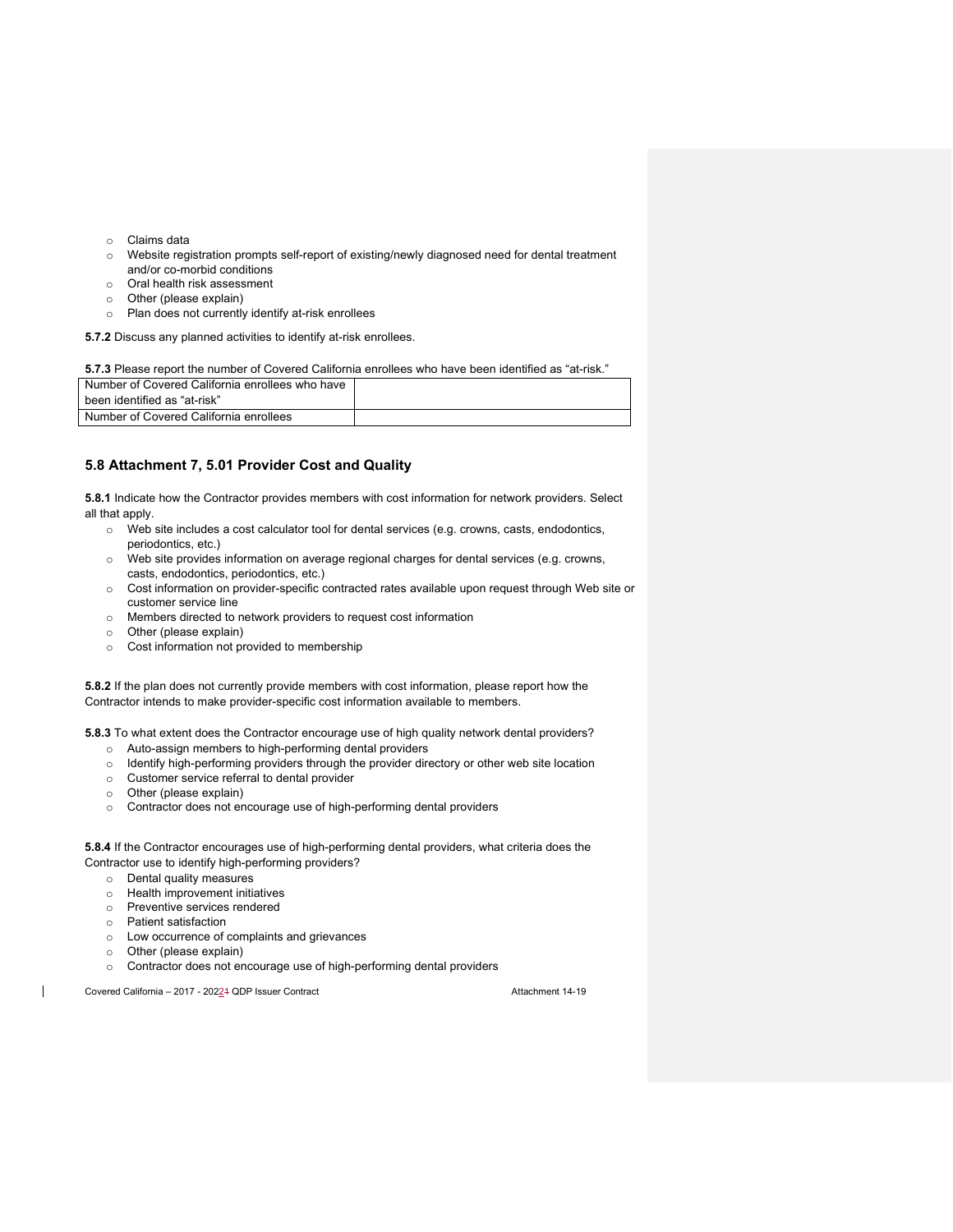- Claims data
- Website registration prompts self-report of existing/newly diagnosed need for dental treatment and/or co-morbid conditions
- Oral health risk assessment
- Other (please explain)
- Plan does not currently identify at-risk enrollees

**5.7.2** Discuss any planned activities to identify at-risk enrollees.

**5.7.3** Please report the number of Covered California enrollees who have been identified as "at-risk."

| Number of Covered California enrollees who have been identified as "at-risk" | |
|---|---|
| Number of Covered California enrollees | |

## 5.8 Attachment 7, 5.01 Provider Cost and Quality

**5.8.1** Indicate how the Contractor provides members with cost information for network providers. Select all that apply.

- Web site includes a cost calculator tool for dental services (e.g. crowns, casts, endodontics, periodontics, etc.)
- Web site provides information on average regional charges for dental services (e.g. crowns, casts, endodontics, periodontics, etc.)
- Cost information on provider-specific contracted rates available upon request through Web site or customer service line
- Members directed to network providers to request cost information
- Other (please explain)
- Cost information not provided to membership

**5.8.2** If the plan does not currently provide members with cost information, please report how the Contractor intends to make provider-specific cost information available to members.

**5.8.3** To what extent does the Contractor encourage use of high quality network dental providers?

- Auto-assign members to high-performing dental providers
- Identify high-performing providers through the provider directory or other web site location
- Customer service referral to dental provider
- Other (please explain)
- Contractor does not encourage use of high-performing dental providers

**5.8.4** If the Contractor encourages use of high-performing dental providers, what criteria does the Contractor use to identify high-performing providers?

- Dental quality measures
- Health improvement initiatives
- Preventive services rendered
- Patient satisfaction
- Low occurrence of complaints and grievances
- Other (please explain)
- Contractor does not encourage use of high-performing dental providers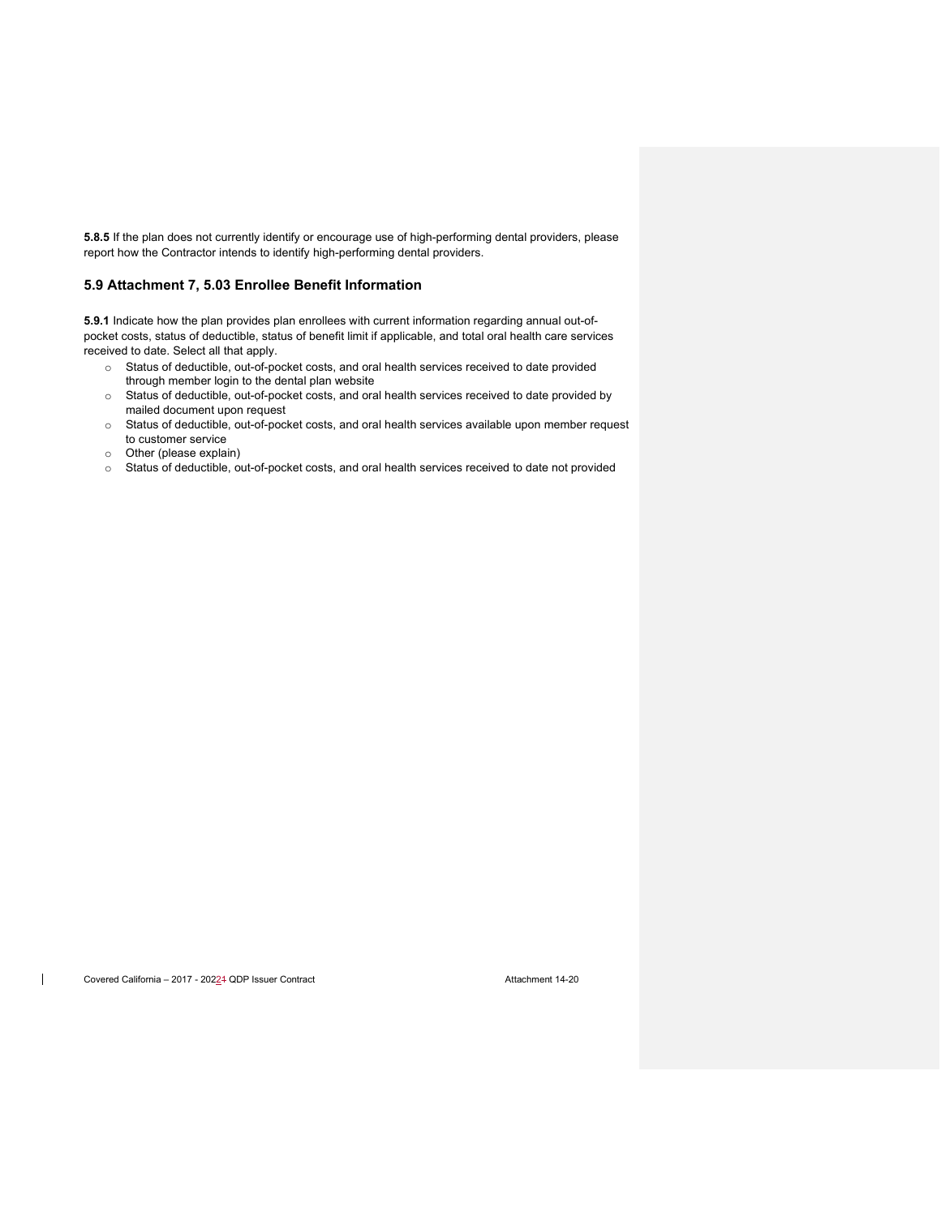**5.8.5** If the plan does not currently identify or encourage use of high-performing dental providers, please report how the Contractor intends to identify high-performing dental providers.

## 5.9 Attachment 7, 5.03 Enrollee Benefit Information

**5.9.1** Indicate how the plan provides plan enrollees with current information regarding annual out-of-pocket costs, status of deductible, status of benefit limit if applicable, and total oral health care services received to date. Select all that apply.

- Status of deductible, out-of-pocket costs, and oral health services received to date provided through member login to the dental plan website
- Status of deductible, out-of-pocket costs, and oral health services received to date provided by mailed document upon request
- Status of deductible, out-of-pocket costs, and oral health services available upon member request to customer service
- Other (please explain)
- Status of deductible, out-of-pocket costs, and oral health services received to date not provided